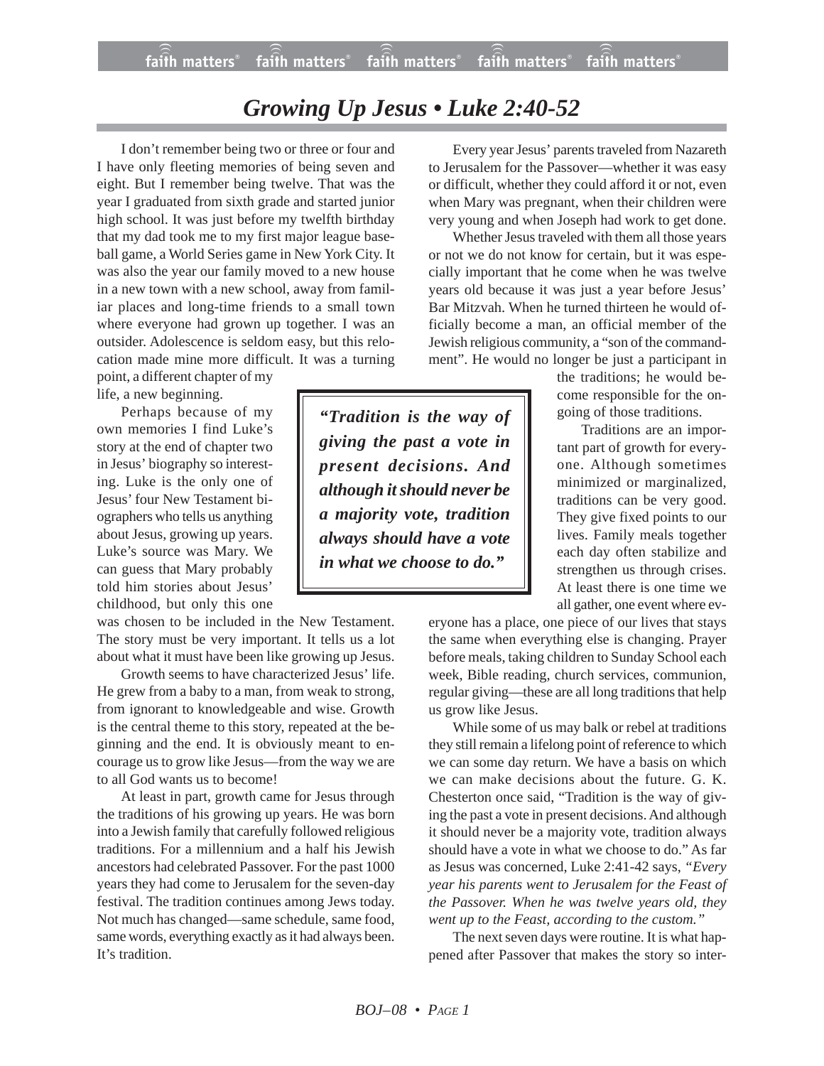# Growing Up Jesus • Luke 2:40-52

I don't remember being two or three or four and I have only fleeting memories of being seven and eight. But I remember being twelve. That was the year I graduated from sixth grade and started junior high school. It was just before my twelfth birthday that my dad took me to my first major league baseball game, a World Series game in New York City. It was also the year our family moved to a new house in a new town with a new school, away from familiar places and long-time friends to a small town where everyone had grown up together. I was an outsider. Adolescence is seldom easy, but this relocation made mine more difficult. It was a turning point, a different chapter of my life, a new beginning.

Perhaps because of my own memories I find Luke's story at the end of chapter two in Jesus' biography so interesting. Luke is the only one of Jesus' four New Testament biographers who tells us anything about Jesus, growing up years. Luke's source was Mary. We can guess that Mary probably told him stories about Jesus' childhood, but only this one was chosen to be included in the New Testament. The story must be very important. It tells us a lot about what it must have been like growing up Jesus.

Growth seems to have characterized Jesus' life. He grew from a baby to a man, from weak to strong, from ignorant to knowledgeable and wise. Growth is the central theme to this story, repeated at the beginning and the end. It is obviously meant to encourage us to grow like Jesus—from the way we are to all God wants us to become!

At least in part, growth came for Jesus through the traditions of his growing up years. He was born into a Jewish family that carefully followed religious traditions. For a millennium and a half his Jewish ancestors had celebrated Passover. For the past 1000 years they had come to Jerusalem for the seven-day festival. The tradition continues among Jews today. Not much has changed—same schedule, same food, same words, everything exactly as it had always been. It's tradition.

***"Tradition is the way of giving the past a vote in present decisions. And although it should never be a majority vote, tradition always should have a vote in what we choose to do."***

Every year Jesus' parents traveled from Nazareth to Jerusalem for the Passover—whether it was easy or difficult, whether they could afford it or not, even when Mary was pregnant, when their children were very young and when Joseph had work to get done.

Whether Jesus traveled with them all those years or not we do not know for certain, but it was especially important that he come when he was twelve years old because it was just a year before Jesus' Bar Mitzvah. When he turned thirteen he would officially become a man, an official member of the Jewish religious community, a "son of the commandment". He would no longer be just a participant in the traditions; he would become responsible for the ongoing of those traditions.

Traditions are an important part of growth for everyone. Although sometimes minimized or marginalized, traditions can be very good. They give fixed points to our lives. Family meals together each day often stabilize and strengthen us through crises. At least there is one time we all gather, one event where everyone has a place, one piece of our lives that stays the same when everything else is changing. Prayer before meals, taking children to Sunday School each week, Bible reading, church services, communion, regular giving—these are all long traditions that help us grow like Jesus.

While some of us may balk or rebel at traditions they still remain a lifelong point of reference to which we can some day return. We have a basis on which we can make decisions about the future. G. K. Chesterton once said, "Tradition is the way of giving the past a vote in present decisions. And although it should never be a majority vote, tradition always should have a vote in what we choose to do." As far as Jesus was concerned, Luke 2:41-42 says, *"Every year his parents went to Jerusalem for the Feast of the Passover. When he was twelve years old, they went up to the Feast, according to the custom."*

The next seven days were routine. It is what happened after Passover that makes the story so inter-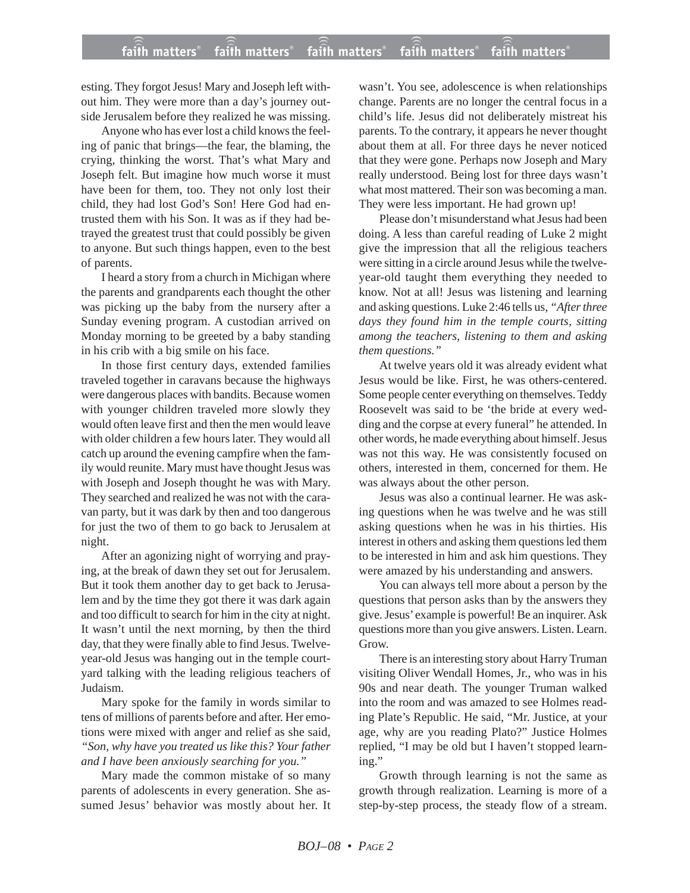esting. They forgot Jesus! Mary and Joseph left without him. They were more than a day's journey outside Jerusalem before they realized he was missing.

Anyone who has ever lost a child knows the feeling of panic that brings—the fear, the blaming, the crying, thinking the worst. That's what Mary and Joseph felt. But imagine how much worse it must have been for them, too. They not only lost their child, they had lost God's Son! Here God had entrusted them with his Son. It was as if they had betrayed the greatest trust that could possibly be given to anyone. But such things happen, even to the best of parents.

I heard a story from a church in Michigan where the parents and grandparents each thought the other was picking up the baby from the nursery after a Sunday evening program. A custodian arrived on Monday morning to be greeted by a baby standing in his crib with a big smile on his face.

In those first century days, extended families traveled together in caravans because the highways were dangerous places with bandits. Because women with younger children traveled more slowly they would often leave first and then the men would leave with older children a few hours later. They would all catch up around the evening campfire when the family would reunite. Mary must have thought Jesus was with Joseph and Joseph thought he was with Mary. They searched and realized he was not with the caravan party, but it was dark by then and too dangerous for just the two of them to go back to Jerusalem at night.

After an agonizing night of worrying and praying, at the break of dawn they set out for Jerusalem. But it took them another day to get back to Jerusalem and by the time they got there it was dark again and too difficult to search for him in the city at night. It wasn't until the next morning, by then the third day, that they were finally able to find Jesus. Twelve-year-old Jesus was hanging out in the temple courtyard talking with the leading religious teachers of Judaism.

Mary spoke for the family in words similar to tens of millions of parents before and after. Her emotions were mixed with anger and relief as she said, *"Son, why have you treated us like this? Your father and I have been anxiously searching for you."*

Mary made the common mistake of so many parents of adolescents in every generation. She assumed Jesus' behavior was mostly about her. It wasn't. You see, adolescence is when relationships change. Parents are no longer the central focus in a child's life. Jesus did not deliberately mistreat his parents. To the contrary, it appears he never thought about them at all. For three days he never noticed that they were gone. Perhaps now Joseph and Mary really understood. Being lost for three days wasn't what most mattered. Their son was becoming a man. They were less important. He had grown up!

Please don't misunderstand what Jesus had been doing. A less than careful reading of Luke 2 might give the impression that all the religious teachers were sitting in a circle around Jesus while the twelve-year-old taught them everything they needed to know. Not at all! Jesus was listening and learning and asking questions. Luke 2:46 tells us, *"After three days they found him in the temple courts, sitting among the teachers, listening to them and asking them questions."*

At twelve years old it was already evident what Jesus would be like. First, he was others-centered. Some people center everything on themselves. Teddy Roosevelt was said to be 'the bride at every wedding and the corpse at every funeral" he attended. In other words, he made everything about himself. Jesus was not this way. He was consistently focused on others, interested in them, concerned for them. He was always about the other person.

Jesus was also a continual learner. He was asking questions when he was twelve and he was still asking questions when he was in his thirties. His interest in others and asking them questions led them to be interested in him and ask him questions. They were amazed by his understanding and answers.

You can always tell more about a person by the questions that person asks than by the answers they give. Jesus' example is powerful! Be an inquirer. Ask questions more than you give answers. Listen. Learn. Grow.

There is an interesting story about Harry Truman visiting Oliver Wendall Homes, Jr., who was in his 90s and near death. The younger Truman walked into the room and was amazed to see Holmes reading Plate's Republic. He said, "Mr. Justice, at your age, why are you reading Plato?" Justice Holmes replied, "I may be old but I haven't stopped learning."

Growth through learning is not the same as growth through realization. Learning is more of a step-by-step process, the steady flow of a stream.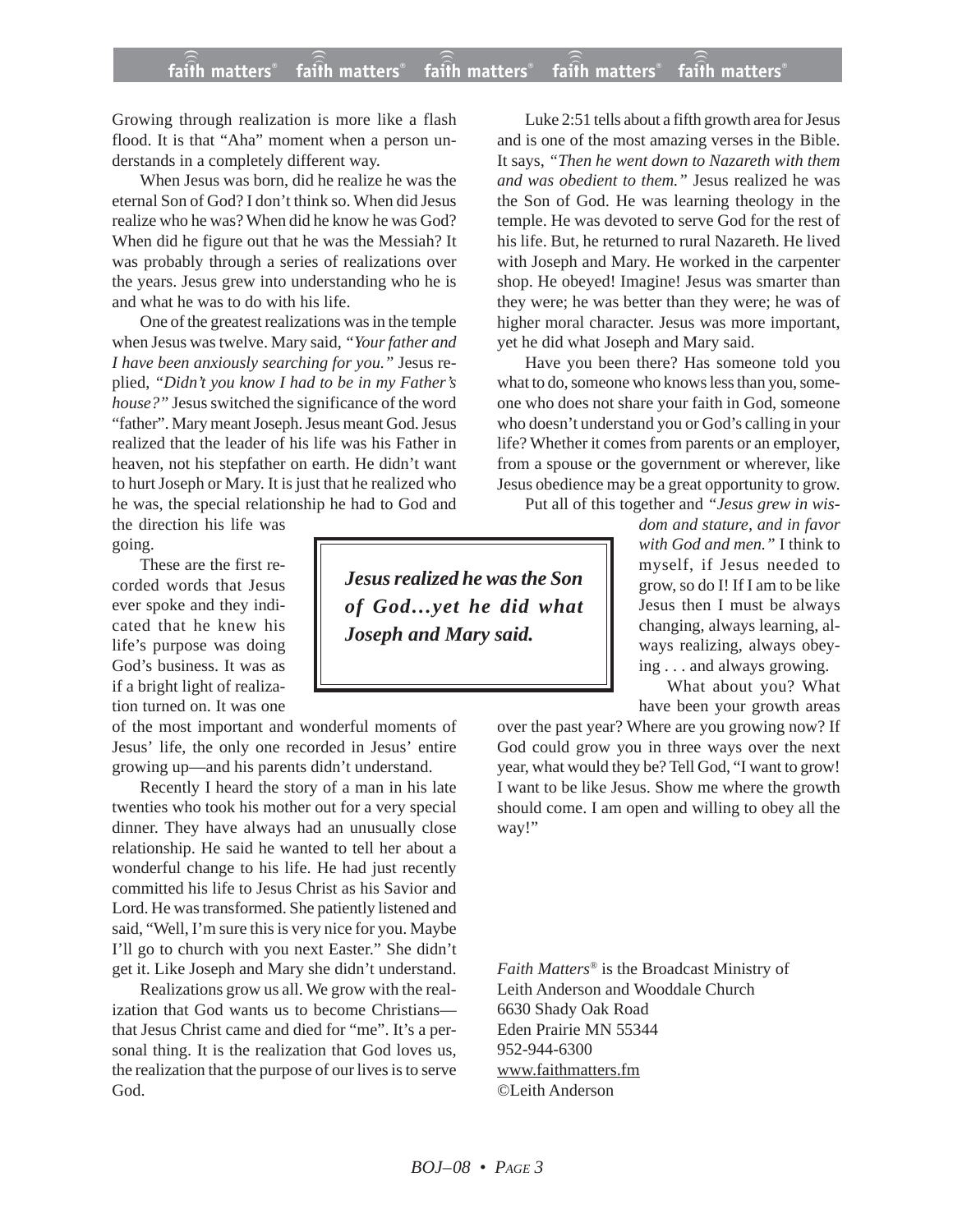Growing through realization is more like a flash flood. It is that "Aha" moment when a person understands in a completely different way.

When Jesus was born, did he realize he was the eternal Son of God? I don't think so. When did Jesus realize who he was? When did he know he was God? When did he figure out that he was the Messiah? It was probably through a series of realizations over the years. Jesus grew into understanding who he is and what he was to do with his life.

One of the greatest realizations was in the temple when Jesus was twelve. Mary said, *"Your father and I have been anxiously searching for you."* Jesus replied, *"Didn't you know I had to be in my Father's house?"* Jesus switched the significance of the word "father". Mary meant Joseph. Jesus meant God. Jesus realized that the leader of his life was his Father in heaven, not his stepfather on earth. He didn't want to hurt Joseph or Mary. It is just that he realized who he was, the special relationship he had to God and the direction his life was going.

These are the first recorded words that Jesus ever spoke and they indicated that he knew his life's purpose was doing God's business. It was as if a bright light of realization turned on. It was one of the most important and wonderful moments of Jesus' life, the only one recorded in Jesus' entire growing up—and his parents didn't understand.

Recently I heard the story of a man in his late twenties who took his mother out for a very special dinner. They have always had an unusually close relationship. He said he wanted to tell her about a wonderful change to his life. He had just recently committed his life to Jesus Christ as his Savior and Lord. He was transformed. She patiently listened and said, "Well, I'm sure this is very nice for you. Maybe I'll go to church with you next Easter." She didn't get it. Like Joseph and Mary she didn't understand.

Realizations grow us all. We grow with the realization that God wants us to become Christians—that Jesus Christ came and died for "me". It's a personal thing. It is the realization that God loves us, the realization that the purpose of our lives is to serve God.

Luke 2:51 tells about a fifth growth area for Jesus and is one of the most amazing verses in the Bible. It says, *"Then he went down to Nazareth with them and was obedient to them."* Jesus realized he was the Son of God. He was learning theology in the temple. He was devoted to serve God for the rest of his life. But, he returned to rural Nazareth. He lived with Joseph and Mary. He worked in the carpenter shop. He obeyed! Imagine! Jesus was smarter than they were; he was better than they were; he was of higher moral character. Jesus was more important, yet he did what Joseph and Mary said.

**_Jesus realized he was the Son of God…yet he did what Joseph and Mary said._**

Have you been there? Has someone told you what to do, someone who knows less than you, someone who does not share your faith in God, someone who doesn't understand you or God's calling in your life? Whether it comes from parents or an employer, from a spouse or the government or wherever, like Jesus obedience may be a great opportunity to grow.

Put all of this together and *"Jesus grew in wisdom and stature, and in favor with God and men."* I think to myself, if Jesus needed to grow, so do I! If I am to be like Jesus then I must be always changing, always learning, always realizing, always obeying . . . and always growing.

What about you? What have been your growth areas over the past year? Where are you growing now? If God could grow you in three ways over the next year, what would they be? Tell God, "I want to grow! I want to be like Jesus. Show me where the growth should come. I am open and willing to obey all the way!"

*Faith Matters*® is the Broadcast Ministry of
Leith Anderson and Wooddale Church
6630 Shady Oak Road
Eden Prairie MN 55344
952-944-6300
www.faithmatters.fm
©Leith Anderson